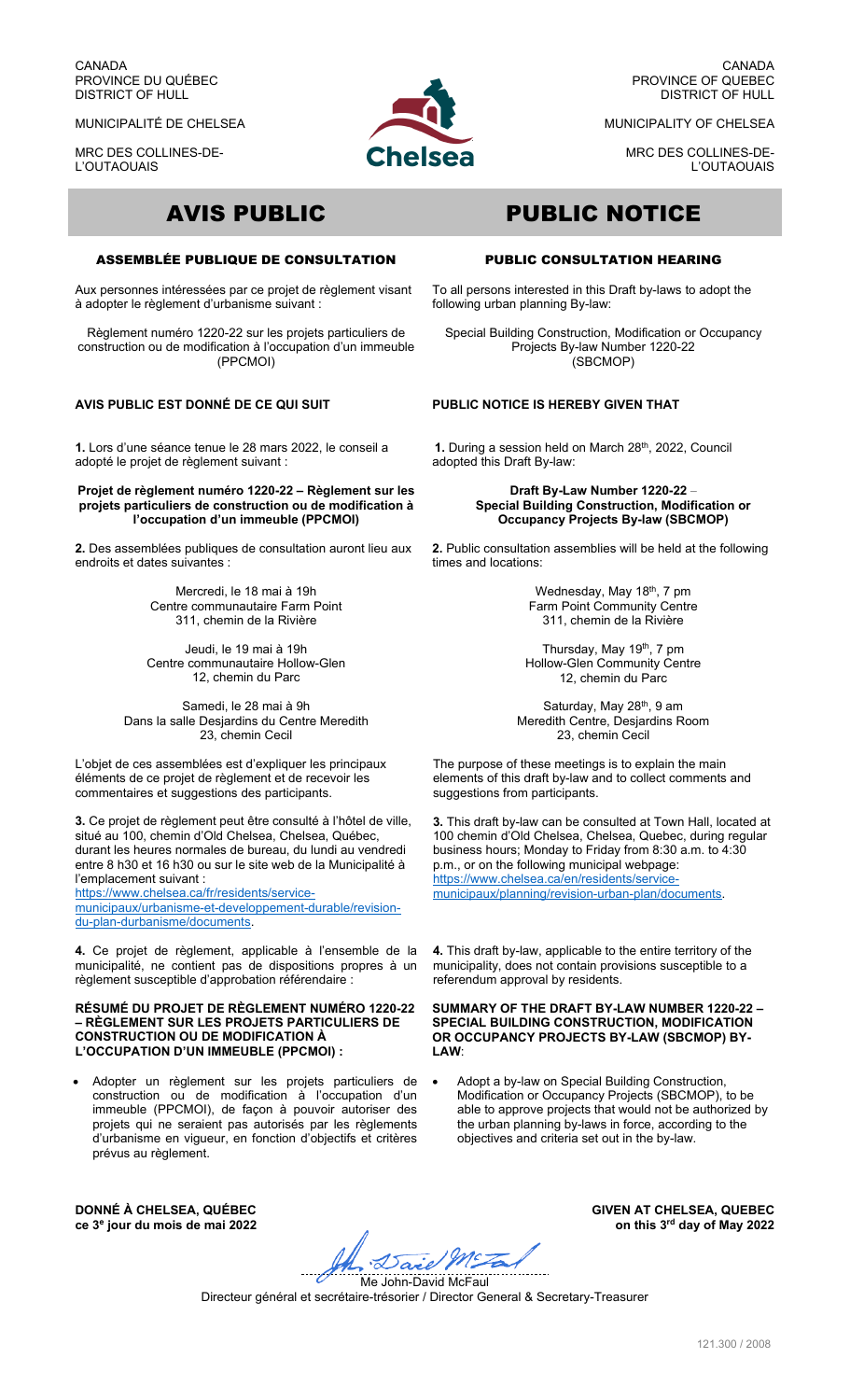CANADA
PROVINCE DU QUÉBEC
DISTRICT OF HULL

MUNICIPALITÉ DE CHELSEA

MRC DES COLLINES-DE-L'OUTAOUAIS

# AVIS PUBLIC

## ASSEMBLÉE PUBLIQUE DE CONSULTATION

Aux personnes intéressées par ce projet de règlement visant à adopter le règlement d'urbanisme suivant :

Règlement numéro 1220-22 sur les projets particuliers de construction ou de modification à l'occupation d'un immeuble (PPCMOI)

**AVIS PUBLIC EST DONNÉ DE CE QUI SUIT**

**1.** Lors d'une séance tenue le 28 mars 2022, le conseil a adopté le projet de règlement suivant :

**Projet de règlement numéro 1220-22 – Règlement sur les projets particuliers de construction ou de modification à l'occupation d'un immeuble (PPCMOI)**

**2.** Des assemblées publiques de consultation auront lieu aux endroits et dates suivantes :

Mercredi, le 18 mai à 19h
Centre communautaire Farm Point
311, chemin de la Rivière

Jeudi, le 19 mai à 19h
Centre communautaire Hollow-Glen
12, chemin du Parc

Samedi, le 28 mai à 9h
Dans la salle Desjardins du Centre Meredith
23, chemin Cecil

L'objet de ces assemblées est d'expliquer les principaux éléments de ce projet de règlement et de recevoir les commentaires et suggestions des participants.

**3.** Ce projet de règlement peut être consulté à l'hôtel de ville, situé au 100, chemin d'Old Chelsea, Chelsea, Québec, durant les heures normales de bureau, du lundi au vendredi entre 8 h30 et 16 h30 ou sur le site web de la Municipalité à l'emplacement suivant :
https://www.chelsea.ca/fr/residents/service-municipaux/urbanisme-et-developpement-durable/revision-du-plan-durbanisme/documents.

**4.** Ce projet de règlement, applicable à l'ensemble de la municipalité, ne contient pas de dispositions propres à un règlement susceptible d'approbation référendaire :

**RÉSUMÉ DU PROJET DE RÈGLEMENT NUMÉRO 1220-22 – RÈGLEMENT SUR LES PROJETS PARTICULIERS DE CONSTRUCTION OU DE MODIFICATION À L'OCCUPATION D'UN IMMEUBLE (PPCMOI) :**

- Adopter un règlement sur les projets particuliers de construction ou de modification à l'occupation d'un immeuble (PPCMOI), de façon à pouvoir autoriser des projets qui ne seraient pas autorisés par les règlements d'urbanisme en vigueur, en fonction d'objectifs et critères prévus au règlement.

**DONNÉ À CHELSEA, QUÉBEC**
**ce 3e jour du mois de mai 2022**

---

CANADA
PROVINCE OF QUEBEC
DISTRICT OF HULL

MUNICIPALITY OF CHELSEA

MRC DES COLLINES-DE-L'OUTAOUAIS

# PUBLIC NOTICE

## PUBLIC CONSULTATION HEARING

To all persons interested in this Draft by-laws to adopt the following urban planning By-law:

Special Building Construction, Modification or Occupancy Projects By-law Number 1220-22 (SBCMOP)

**PUBLIC NOTICE IS HEREBY GIVEN THAT**

**1.** During a session held on March 28th, 2022, Council adopted this Draft By-law:

**Draft By-Law Number 1220-22 – Special Building Construction, Modification or Occupancy Projects By-law (SBCMOP)**

**2.** Public consultation assemblies will be held at the following times and locations:

Wednesday, May 18th, 7 pm
Farm Point Community Centre
311, chemin de la Rivière

Thursday, May 19th, 7 pm
Hollow-Glen Community Centre
12, chemin du Parc

Saturday, May 28th, 9 am
Meredith Centre, Desjardins Room
23, chemin Cecil

The purpose of these meetings is to explain the main elements of this draft by-law and to collect comments and suggestions from participants.

**3.** This draft by-law can be consulted at Town Hall, located at 100 chemin d'Old Chelsea, Chelsea, Quebec, during regular business hours; Monday to Friday from 8:30 a.m. to 4:30 p.m., or on the following municipal webpage:
https://www.chelsea.ca/en/residents/service-municipaux/planning/revision-urban-plan/documents.

**4.** This draft by-law, applicable to the entire territory of the municipality, does not contain provisions susceptible to a referendum approval by residents.

**SUMMARY OF THE DRAFT BY-LAW NUMBER 1220-22 – SPECIAL BUILDING CONSTRUCTION, MODIFICATION OR OCCUPANCY PROJECTS BY-LAW (SBCMOP) BY-LAW**:

- Adopt a by-law on Special Building Construction, Modification or Occupancy Projects (SBCMOP), to be able to approve projects that would not be authorized by the urban planning by-laws in force, according to the objectives and criteria set out in the by-law.

**GIVEN AT CHELSEA, QUEBEC**
**on this 3rd day of May 2022**

Me John-David McFaul
Directeur général et secrétaire-trésorier / Director General & Secretary-Treasurer

121.300 / 2008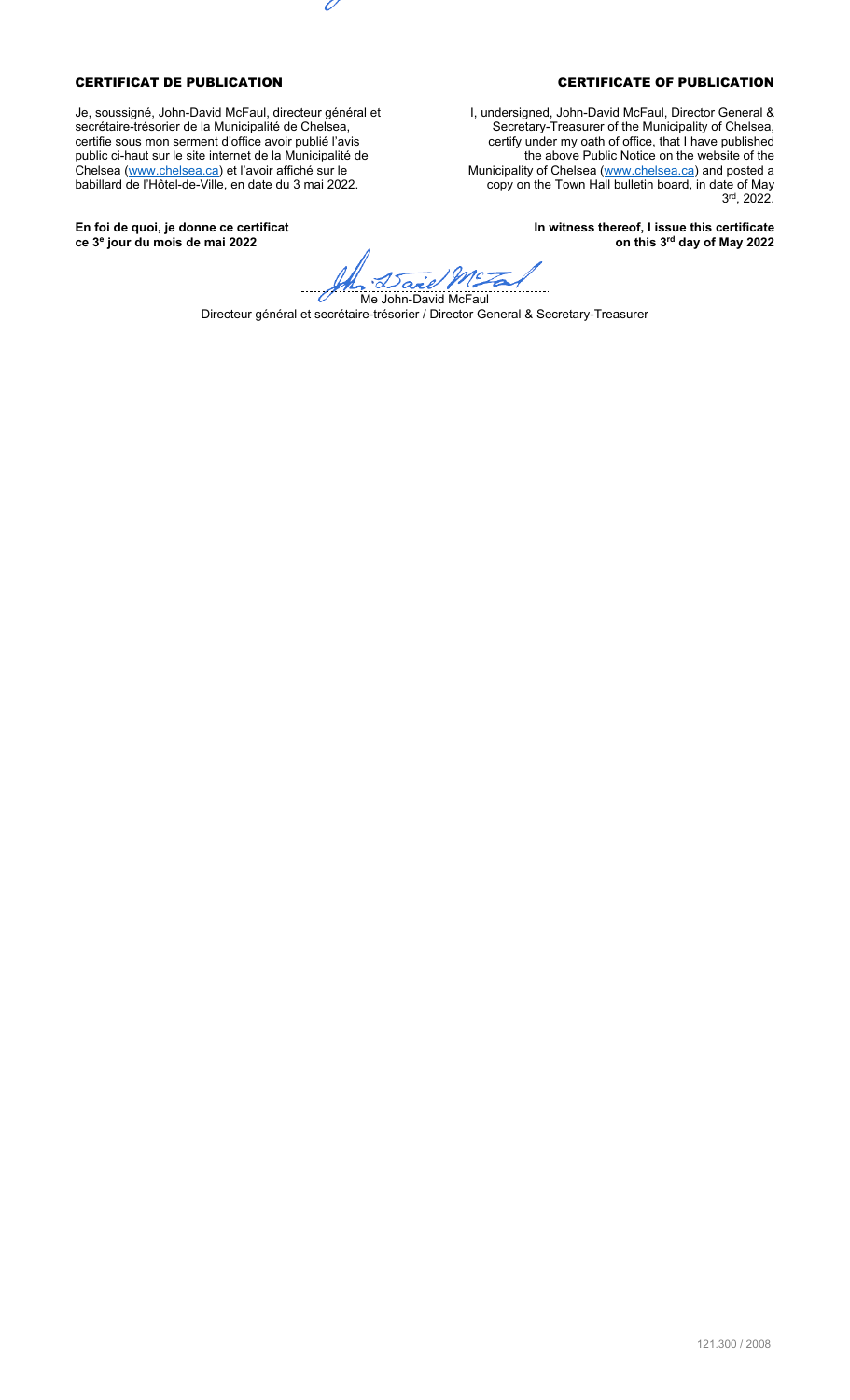## CERTIFICAT DE PUBLICATION

Je, soussigné, John-David McFaul, directeur général et secrétaire-trésorier de la Municipalité de Chelsea, certifie sous mon serment d'office avoir publié l'avis public ci-haut sur le site internet de la Municipalité de Chelsea (www.chelsea.ca) et l'avoir affiché sur le babillard de l'Hôtel-de-Ville, en date du 3 mai 2022.

**En foi de quoi, je donne ce certificat ce 3e jour du mois de mai 2022**

## CERTIFICATE OF PUBLICATION

I, undersigned, John-David McFaul, Director General & Secretary-Treasurer of the Municipality of Chelsea, certify under my oath of office, that I have published the above Public Notice on the website of the Municipality of Chelsea (www.chelsea.ca) and posted a copy on the Town Hall bulletin board, in date of May 3rd, 2022.

**In witness thereof, I issue this certificate on this 3rd day of May 2022**

Me John-David McFaul

Directeur général et secrétaire-trésorier / Director General & Secretary-Treasurer

121.300 / 2008